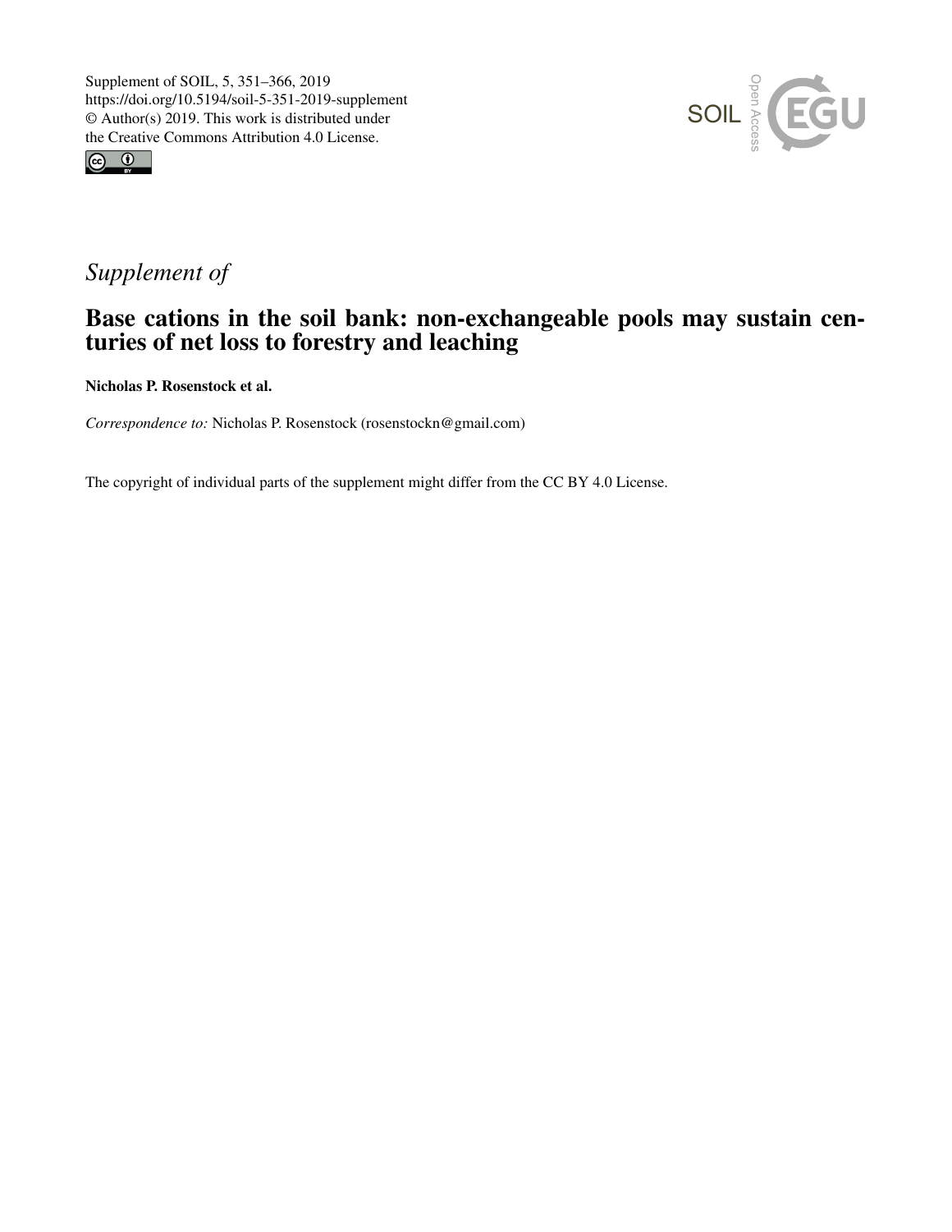Supplement of SOIL, 5, 351–366, 2019
https://doi.org/10.5194/soil-5-351-2019-supplement
© Author(s) 2019. This work is distributed under
the Creative Commons Attribution 4.0 License.

*Supplement of*

# Base cations in the soil bank: non-exchangeable pools may sustain centuries of net loss to forestry and leaching

**Nicholas P. Rosenstock et al.**

*Correspondence to:* Nicholas P. Rosenstock (rosenstockn@gmail.com)

The copyright of individual parts of the supplement might differ from the CC BY 4.0 License.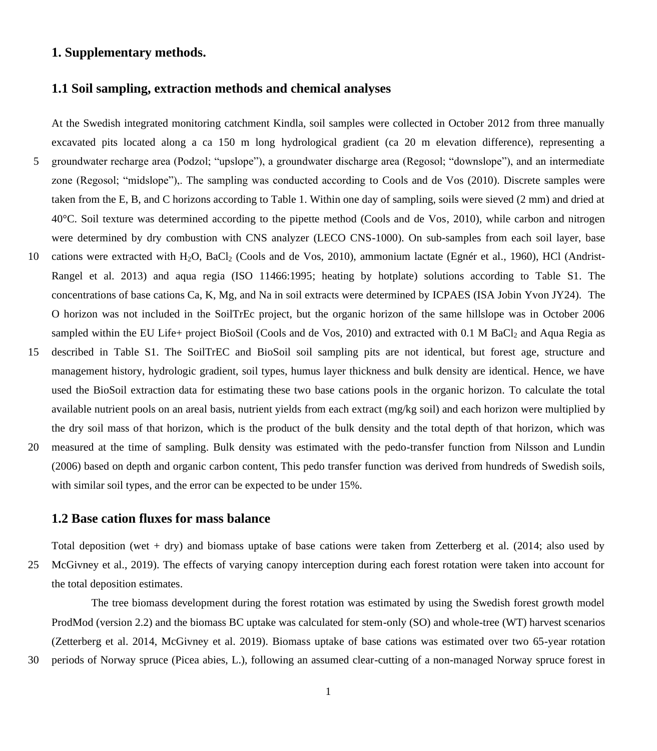# 1. Supplementary methods.

## 1.1 Soil sampling, extraction methods and chemical analyses

At the Swedish integrated monitoring catchment Kindla, soil samples were collected in October 2012 from three manually excavated pits located along a ca 150 m long hydrological gradient (ca 20 m elevation difference), representing a groundwater recharge area (Podzol; "upslope"), a groundwater discharge area (Regosol; "downslope"), and an intermediate zone (Regosol; "midslope"),. The sampling was conducted according to Cools and de Vos (2010). Discrete samples were taken from the E, B, and C horizons according to Table 1. Within one day of sampling, soils were sieved (2 mm) and dried at 40°C. Soil texture was determined according to the pipette method (Cools and de Vos, 2010), while carbon and nitrogen were determined by dry combustion with CNS analyzer (LECO CNS-1000). On sub-samples from each soil layer, base cations were extracted with $H_2O$, $BaCl_2$ (Cools and de Vos, 2010), ammonium lactate (Egnér et al., 1960), HCl (Andrist-Rangel et al. 2013) and aqua regia (ISO 11466:1995; heating by hotplate) solutions according to Table S1. The concentrations of base cations Ca, K, Mg, and Na in soil extracts were determined by ICPAES (ISA Jobin Yvon JY24). The O horizon was not included in the SoilTrEc project, but the organic horizon of the same hillslope was in October 2006 sampled within the EU Life+ project BioSoil (Cools and de Vos, 2010) and extracted with 0.1 M $BaCl_2$ and Aqua Regia as described in Table S1. The SoilTrEC and BioSoil soil sampling pits are not identical, but forest age, structure and management history, hydrologic gradient, soil types, humus layer thickness and bulk density are identical. Hence, we have used the BioSoil extraction data for estimating these two base cations pools in the organic horizon. To calculate the total available nutrient pools on an areal basis, nutrient yields from each extract (mg/kg soil) and each horizon were multiplied by the dry soil mass of that horizon, which is the product of the bulk density and the total depth of that horizon, which was measured at the time of sampling. Bulk density was estimated with the pedo-transfer function from Nilsson and Lundin (2006) based on depth and organic carbon content, This pedo transfer function was derived from hundreds of Swedish soils, with similar soil types, and the error can be expected to be under 15%.

## 1.2 Base cation fluxes for mass balance

Total deposition (wet + dry) and biomass uptake of base cations were taken from Zetterberg et al. (2014; also used by McGivney et al., 2019). The effects of varying canopy interception during each forest rotation were taken into account for the total deposition estimates.

The tree biomass development during the forest rotation was estimated by using the Swedish forest growth model ProdMod (version 2.2) and the biomass BC uptake was calculated for stem-only (SO) and whole-tree (WT) harvest scenarios (Zetterberg et al. 2014, McGivney et al. 2019). Biomass uptake of base cations was estimated over two 65-year rotation periods of Norway spruce (Picea abies, L.), following an assumed clear-cutting of a non-managed Norway spruce forest in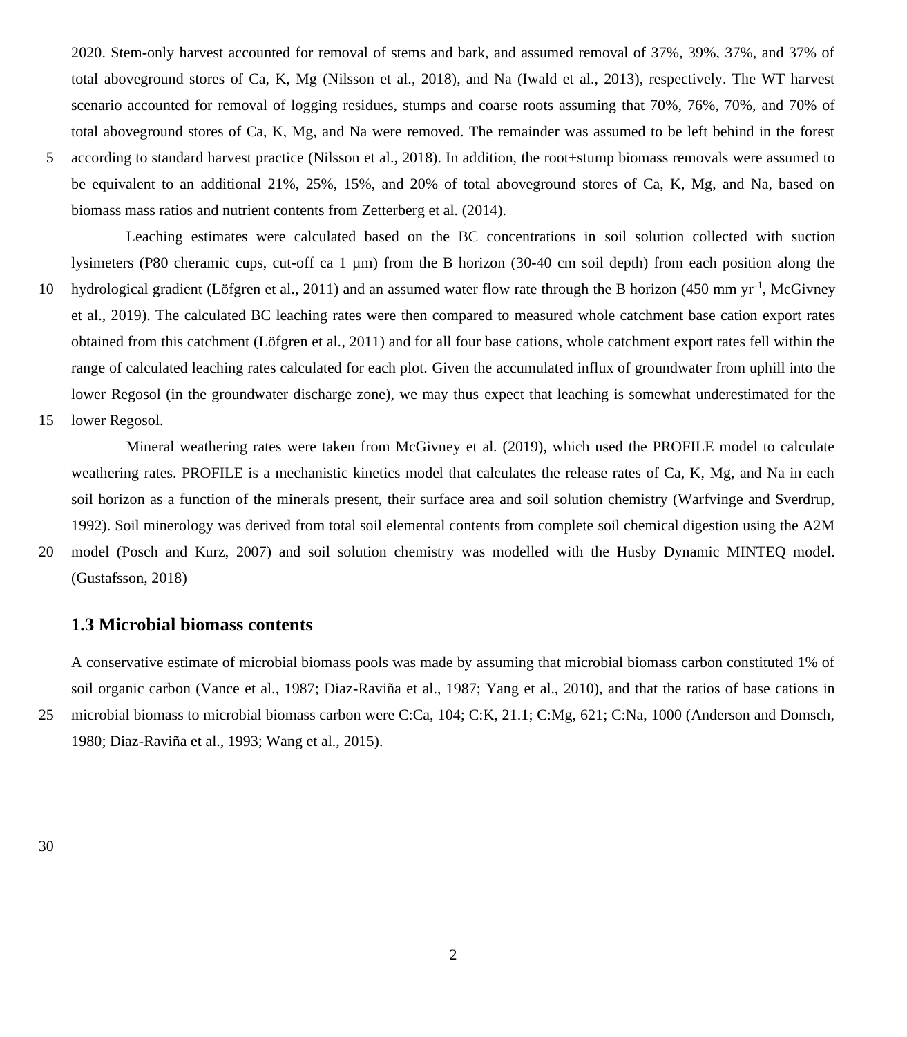2020. Stem-only harvest accounted for removal of stems and bark, and assumed removal of 37%, 39%, 37%, and 37% of total aboveground stores of Ca, K, Mg (Nilsson et al., 2018), and Na (Iwald et al., 2013), respectively. The WT harvest scenario accounted for removal of logging residues, stumps and coarse roots assuming that 70%, 76%, 70%, and 70% of total aboveground stores of Ca, K, Mg, and Na were removed. The remainder was assumed to be left behind in the forest according to standard harvest practice (Nilsson et al., 2018). In addition, the root+stump biomass removals were assumed to be equivalent to an additional 21%, 25%, 15%, and 20% of total aboveground stores of Ca, K, Mg, and Na, based on biomass mass ratios and nutrient contents from Zetterberg et al. (2014).

Leaching estimates were calculated based on the BC concentrations in soil solution collected with suction lysimeters (P80 cheramic cups, cut-off ca 1 µm) from the B horizon (30-40 cm soil depth) from each position along the hydrological gradient (Löfgren et al., 2011) and an assumed water flow rate through the B horizon (450 mm $yr^{-1}$, McGivney et al., 2019). The calculated BC leaching rates were then compared to measured whole catchment base cation export rates obtained from this catchment (Löfgren et al., 2011) and for all four base cations, whole catchment export rates fell within the range of calculated leaching rates calculated for each plot. Given the accumulated influx of groundwater from uphill into the lower Regosol (in the groundwater discharge zone), we may thus expect that leaching is somewhat underestimated for the lower Regosol.

Mineral weathering rates were taken from McGivney et al. (2019), which used the PROFILE model to calculate weathering rates. PROFILE is a mechanistic kinetics model that calculates the release rates of Ca, K, Mg, and Na in each soil horizon as a function of the minerals present, their surface area and soil solution chemistry (Warfvinge and Sverdrup, 1992). Soil minerology was derived from total soil elemental contents from complete soil chemical digestion using the A2M model (Posch and Kurz, 2007) and soil solution chemistry was modelled with the Husby Dynamic MINTEQ model. (Gustafsson, 2018)

## 1.3 Microbial biomass contents

A conservative estimate of microbial biomass pools was made by assuming that microbial biomass carbon constituted 1% of soil organic carbon (Vance et al., 1987; Diaz-Raviña et al., 1987; Yang et al., 2010), and that the ratios of base cations in microbial biomass to microbial biomass carbon were C:Ca, 104; C:K, 21.1; C:Mg, 621; C:Na, 1000 (Anderson and Domsch, 1980; Diaz-Raviña et al., 1993; Wang et al., 2015).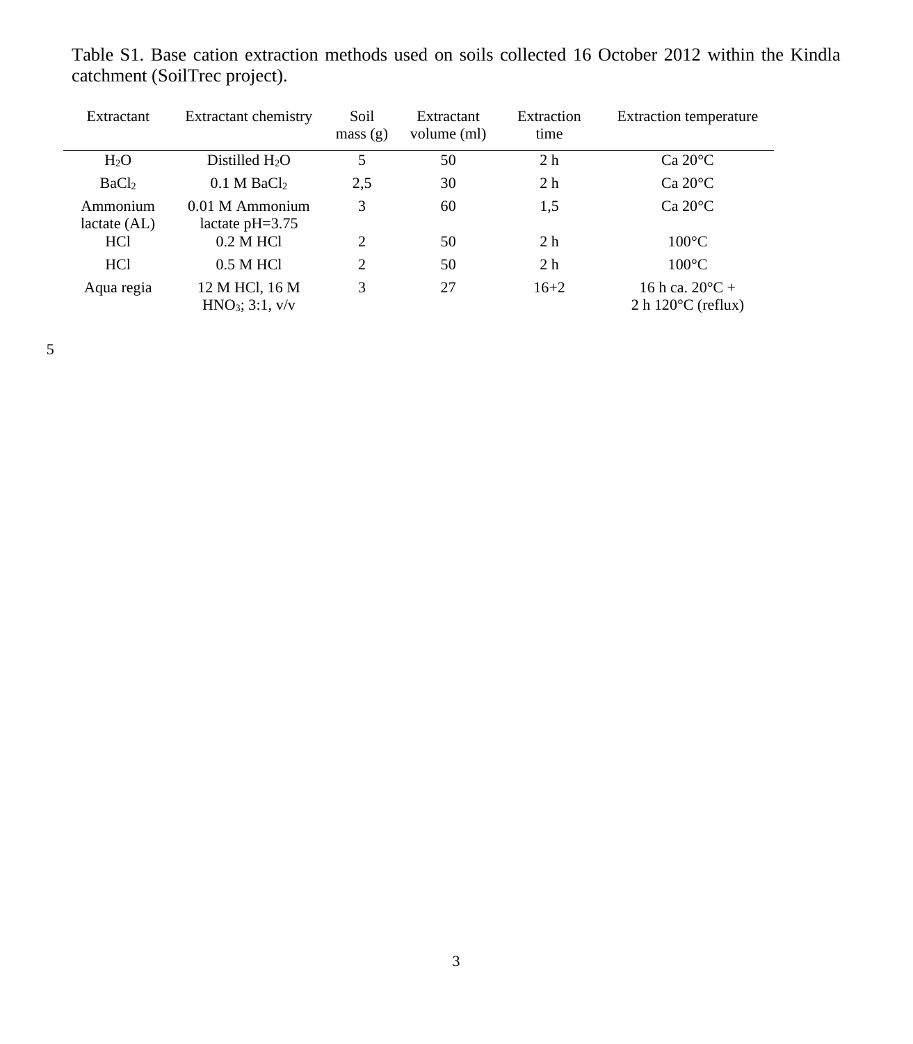Table S1. Base cation extraction methods used on soils collected 16 October 2012 within the Kindla catchment (SoilTrec project).

| Extractant | Extractant chemistry | Soil mass (g) | Extractant volume (ml) | Extraction time | Extraction temperature |
|---|---|---|---|---|---|
| $H_2O$ | Distilled $H_2O$ | 5 | 50 | 2 h | Ca 20°C |
| $BaCl_2$ | 0.1 M $BaCl_2$ | 2,5 | 30 | 2 h | Ca 20°C |
| Ammonium lactate (AL) | 0.01 M Ammonium lactate pH=3.75 | 3 | 60 | 1,5 | Ca 20°C |
| HCl | 0.2 M HCl | 2 | 50 | 2 h | 100°C |
| HCl | 0.5 M HCl | 2 | 50 | 2 h | 100°C |
| Aqua regia | 12 M HCl, 16 M $HNO_3$; 3:1, v/v | 3 | 27 | 16+2 | 16 h ca. 20°C + 2 h 120°C (reflux) |